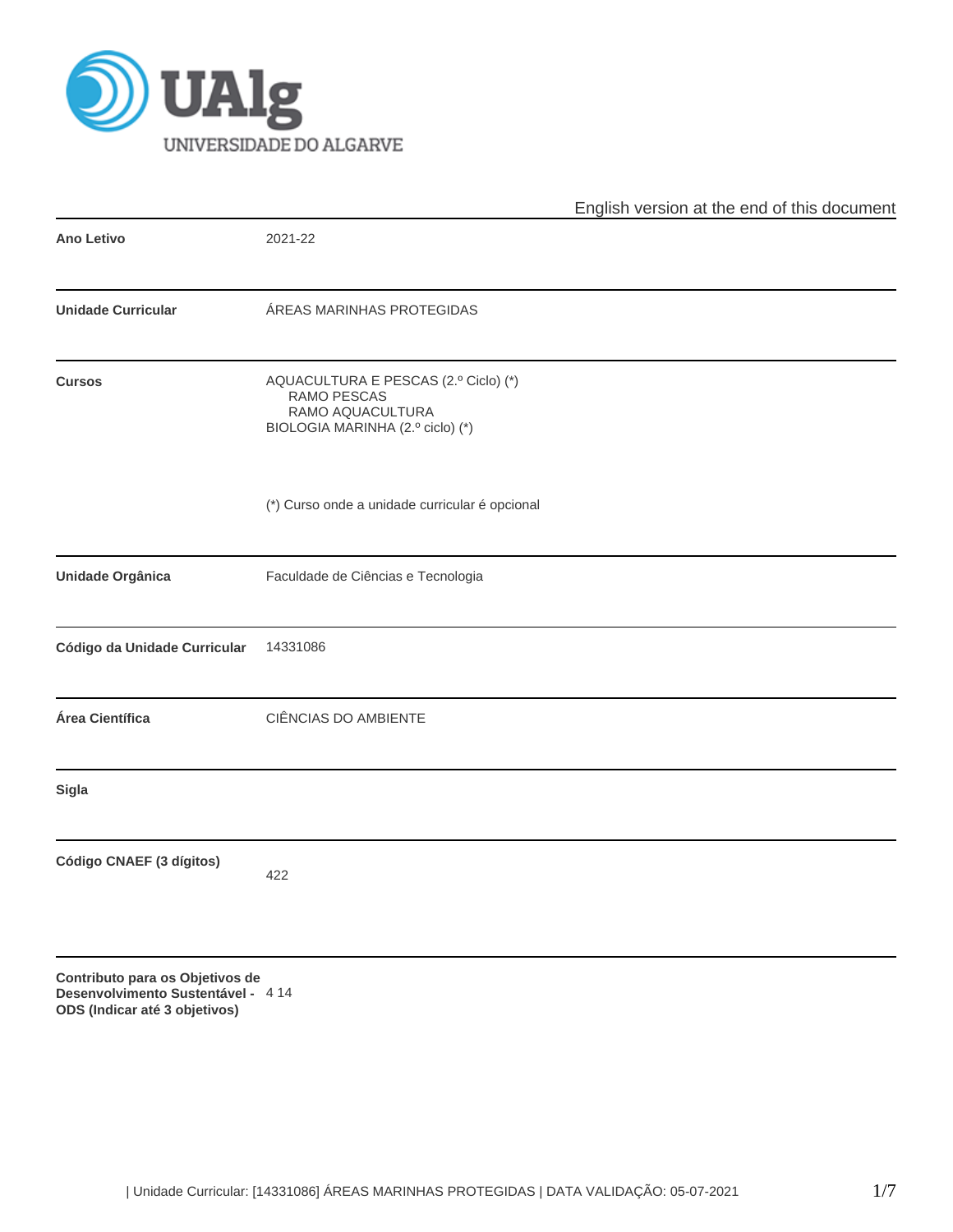English version at the end of this document

| | |
|---|---|
| **Ano Letivo** | 2021-22 |
| **Unidade Curricular** | ÁREAS MARINHAS PROTEGIDAS |
| **Cursos** | AQUACULTURA E PESCAS (2.º Ciclo) (*)<br>RAMO PESCAS<br>RAMO AQUACULTURA<br>BIOLOGIA MARINHA (2.º ciclo) (*)<br><br>(*) Curso onde a unidade curricular é opcional |
| **Unidade Orgânica** | Faculdade de Ciências e Tecnologia |
| **Código da Unidade Curricular** | 14331086 |
| **Área Científica** | CIÊNCIAS DO AMBIENTE |
| **Sigla** | |
| **Código CNAEF (3 dígitos)** | 422 |
| **Contributo para os Objetivos de Desenvolvimento Sustentável - ODS (Indicar até 3 objetivos)** | 4 14 |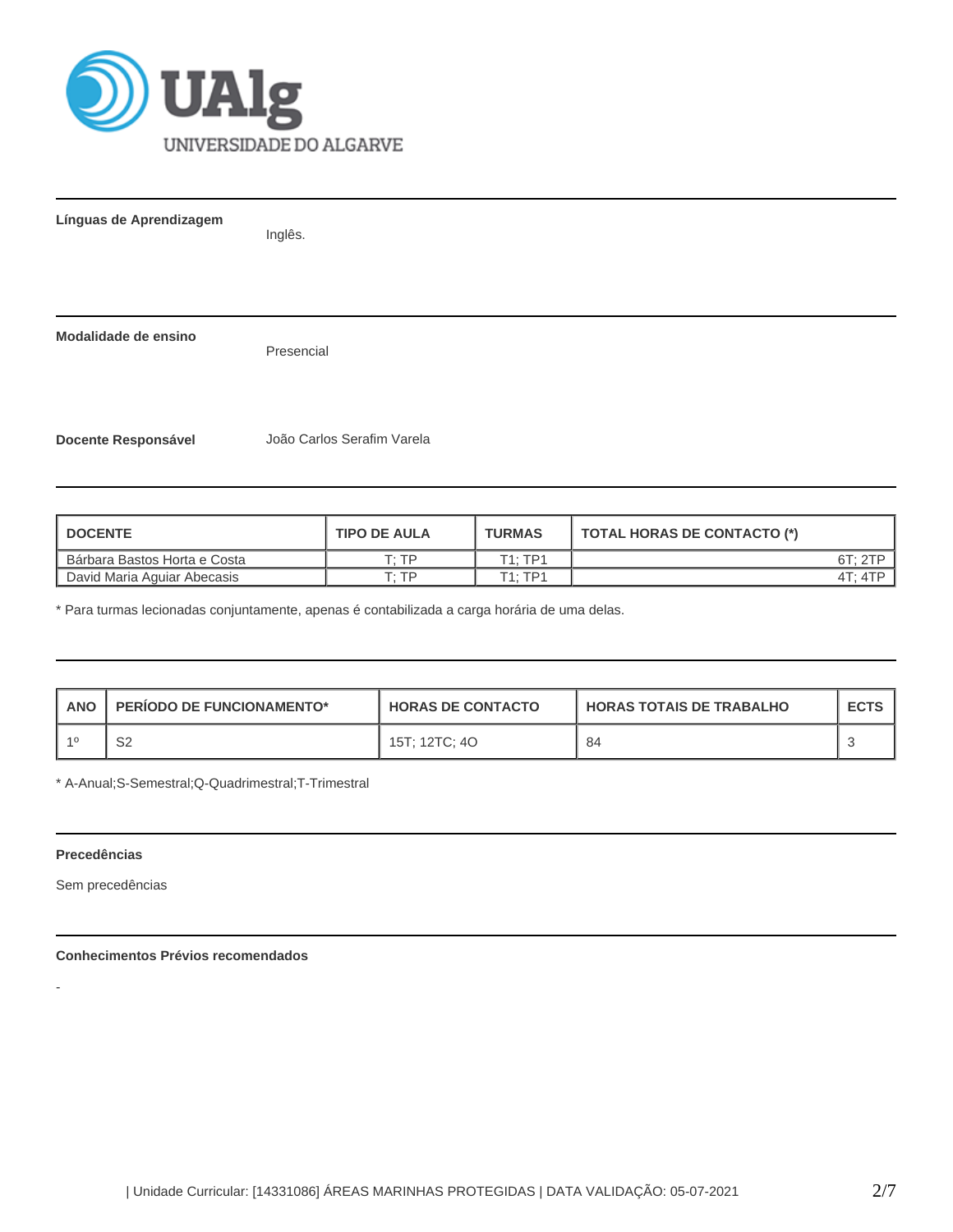**Línguas de Aprendizagem**

Inglês.

**Modalidade de ensino**

Presencial

**Docente Responsável**

João Carlos Serafim Varela

| DOCENTE | TIPO DE AULA | TURMAS | TOTAL HORAS DE CONTACTO (*) |
|---|---|---|---|
| Bárbara Bastos Horta e Costa | T; TP | T1; TP1 | 6T; 2TP |
| David Maria Aguiar Abecasis | T; TP | T1; TP1 | 4T; 4TP |

* Para turmas lecionadas conjuntamente, apenas é contabilizada a carga horária de uma delas.

| ANO | PERÍODO DE FUNCIONAMENTO* | HORAS DE CONTACTO | HORAS TOTAIS DE TRABALHO | ECTS |
|---|---|---|---|---|
| 1º | S2 | 15T; 12TC; 4O | 84 | 3 |

* A-Anual;S-Semestral;Q-Quadrimestral;T-Trimestral

**Precedências**

Sem precedências

**Conhecimentos Prévios recomendados**

-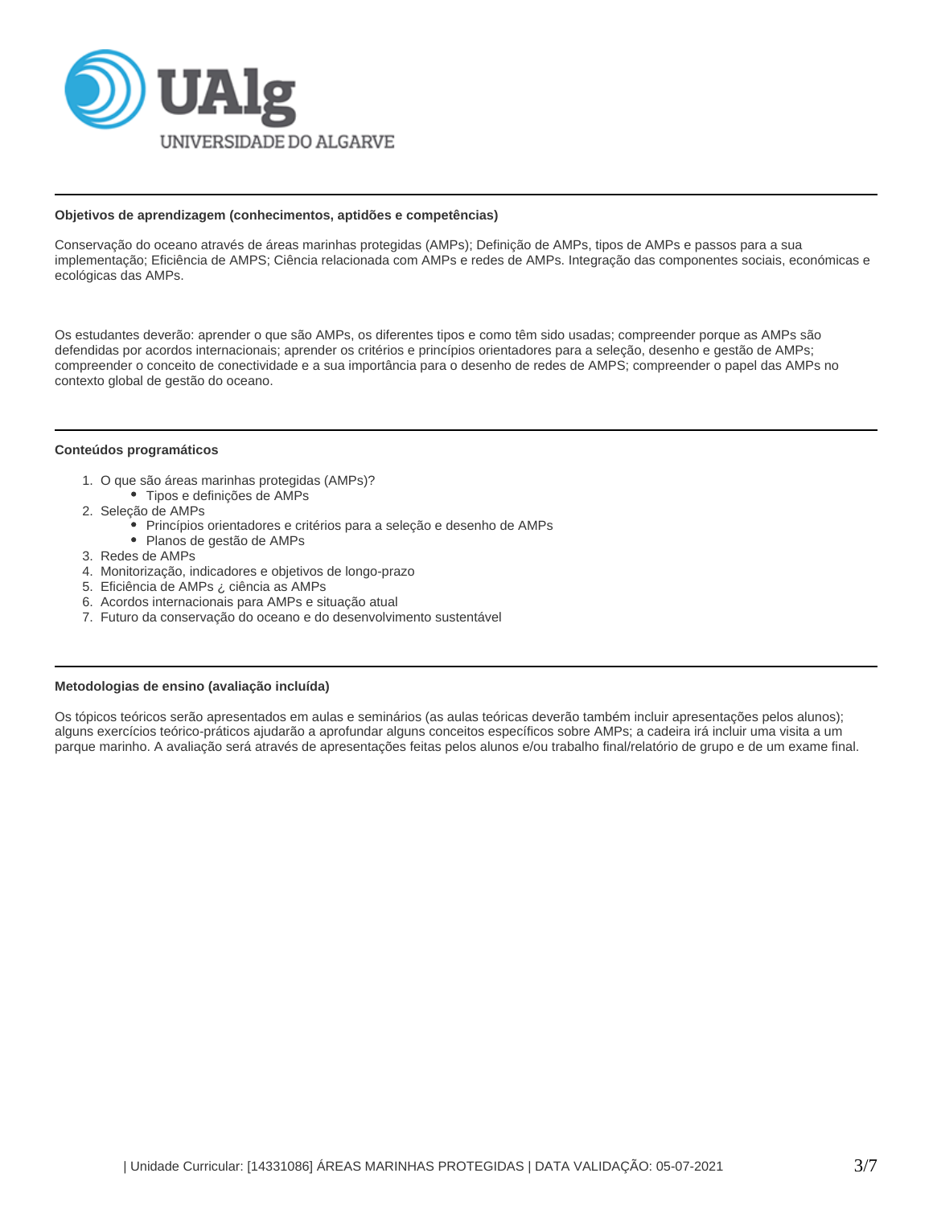**Objetivos de aprendizagem (conhecimentos, aptidões e competências)**

Conservação do oceano através de áreas marinhas protegidas (AMPs); Definição de AMPs, tipos de AMPs e passos para a sua implementação; Eficiência de AMPS; Ciência relacionada com AMPs e redes de AMPs. Integração das componentes sociais, económicas e ecológicas das AMPs.

Os estudantes deverão: aprender o que são AMPs, os diferentes tipos e como têm sido usadas; compreender porque as AMPs são defendidas por acordos internacionais; aprender os critérios e princípios orientadores para a seleção, desenho e gestão de AMPs; compreender o conceito de conectividade e a sua importância para o desenho de redes de AMPS; compreender o papel das AMPs no contexto global de gestão do oceano.

**Conteúdos programáticos**

1. O que são áreas marinhas protegidas (AMPs)?
   - Tipos e definições de AMPs
2. Seleção de AMPs
   - Princípios orientadores e critérios para a seleção e desenho de AMPs
   - Planos de gestão de AMPs
3. Redes de AMPs
4. Monitorização, indicadores e objetivos de longo-prazo
5. Eficiência de AMPs ¿ ciência as AMPs
6. Acordos internacionais para AMPs e situação atual
7. Futuro da conservação do oceano e do desenvolvimento sustentável

**Metodologias de ensino (avaliação incluída)**

Os tópicos teóricos serão apresentados em aulas e seminários (as aulas teóricas deverão também incluir apresentações pelos alunos); alguns exercícios teórico-práticos ajudarão a aprofundar alguns conceitos específicos sobre AMPs; a cadeira irá incluir uma visita a um parque marinho. A avaliação será através de apresentações feitas pelos alunos e/ou trabalho final/relatório de grupo e de um exame final.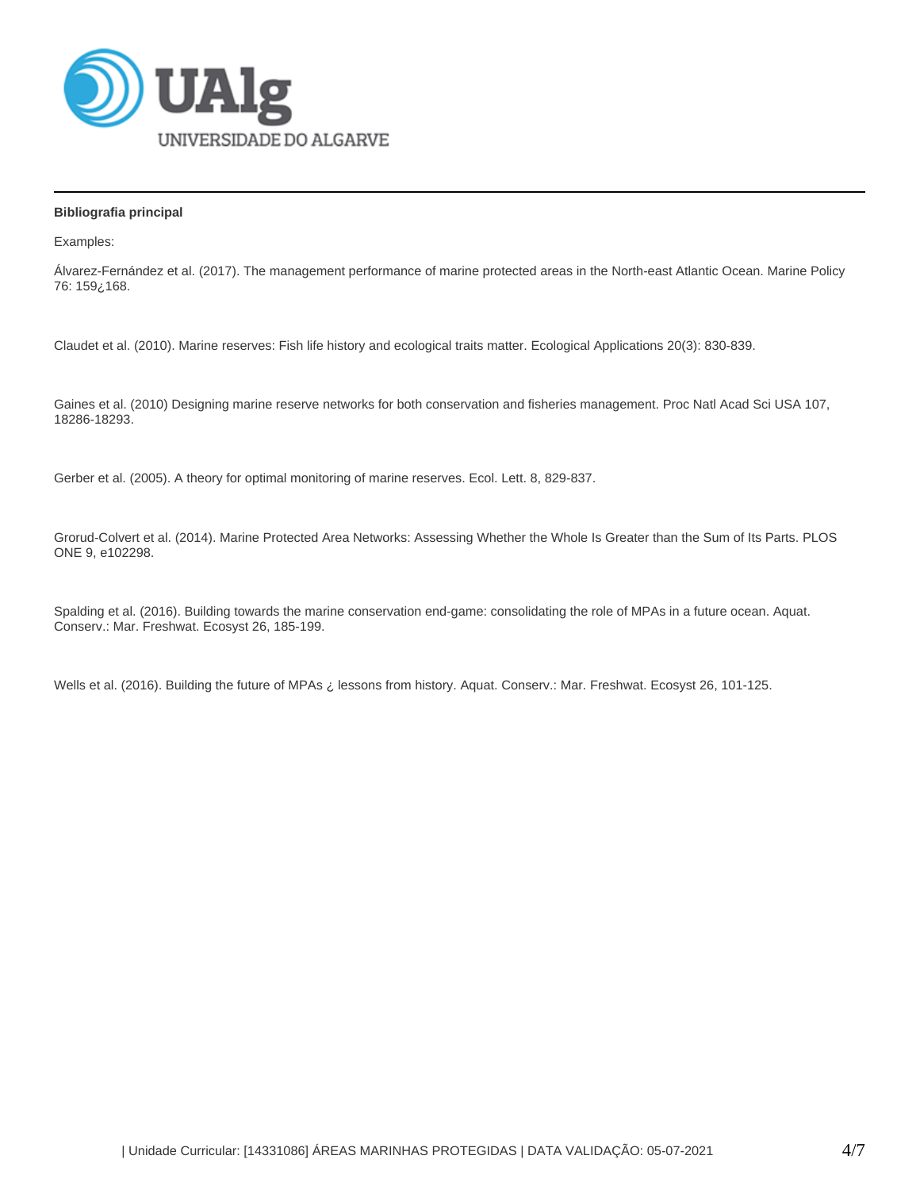**Bibliografia principal**

Examples:

Álvarez-Fernández et al. (2017). The management performance of marine protected areas in the North-east Atlantic Ocean. Marine Policy 76: 159¿168.

Claudet et al. (2010). Marine reserves: Fish life history and ecological traits matter. Ecological Applications 20(3): 830-839.

Gaines et al. (2010) Designing marine reserve networks for both conservation and fisheries management. Proc Natl Acad Sci USA 107, 18286-18293.

Gerber et al. (2005). A theory for optimal monitoring of marine reserves. Ecol. Lett. 8, 829-837.

Grorud-Colvert et al. (2014). Marine Protected Area Networks: Assessing Whether the Whole Is Greater than the Sum of Its Parts. PLOS ONE 9, e102298.

Spalding et al. (2016). Building towards the marine conservation end-game: consolidating the role of MPAs in a future ocean. Aquat. Conserv.: Mar. Freshwat. Ecosyst 26, 185-199.

Wells et al. (2016). Building the future of MPAs ¿ lessons from history. Aquat. Conserv.: Mar. Freshwat. Ecosyst 26, 101-125.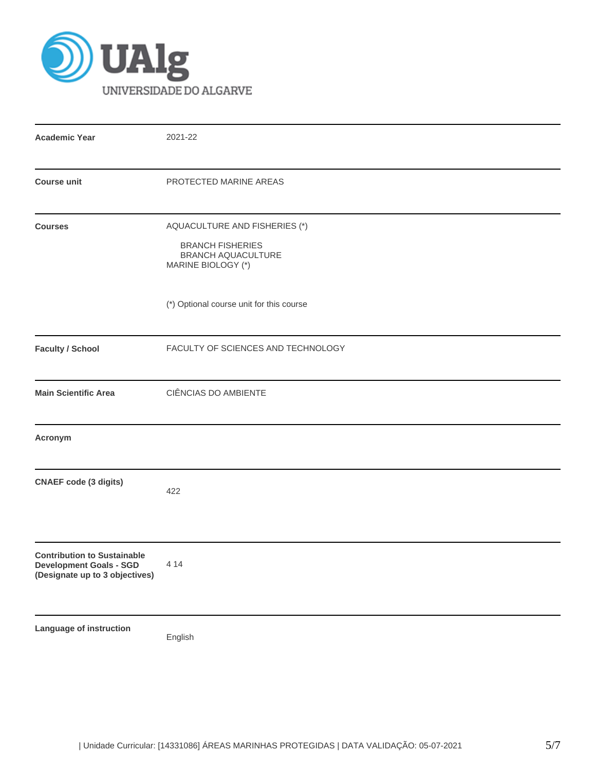| | |
|---|---|
| **Academic Year** | 2021-22 |
| **Course unit** | PROTECTED MARINE AREAS |
| **Courses** | AQUACULTURE AND FISHERIES (*)<br>BRANCH FISHERIES<br>BRANCH AQUACULTURE<br>MARINE BIOLOGY (*)<br><br>(*) Optional course unit for this course |
| **Faculty / School** | FACULTY OF SCIENCES AND TECHNOLOGY |
| **Main Scientific Area** | CIÊNCIAS DO AMBIENTE |
| **Acronym** | |
| **CNAEF code (3 digits)** | 422 |
| **Contribution to Sustainable Development Goals - SGD (Designate up to 3 objectives)** | 4 14 |
| **Language of instruction** | English |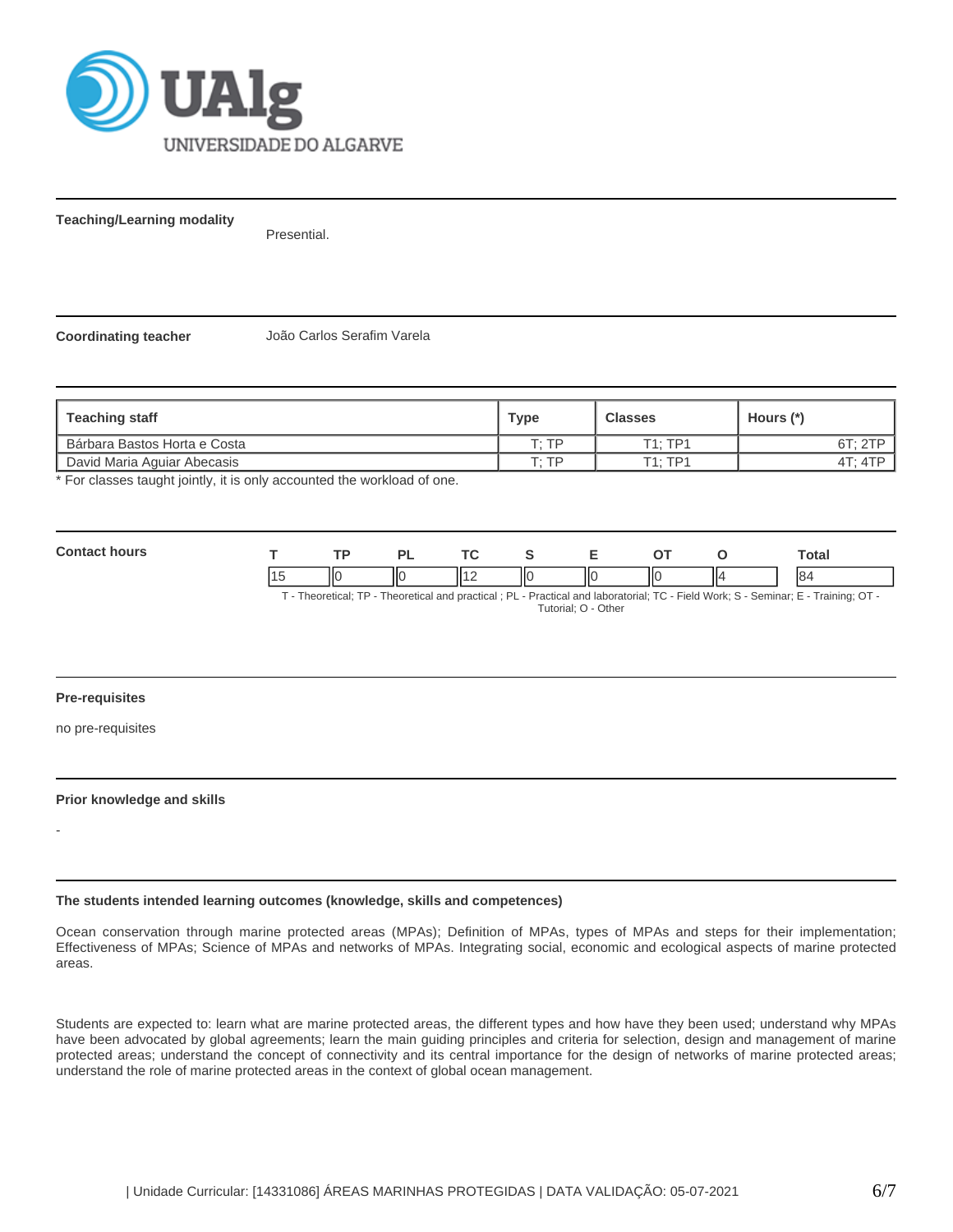**Teaching/Learning modality**

Presential.

**Coordinating teacher**

João Carlos Serafim Varela

| Teaching staff | Type | Classes | Hours (*) |
|---|---|---|---|
| Bárbara Bastos Horta e Costa | T; TP | T1; TP1 | 6T; 2TP |
| David Maria Aguiar Abecasis | T; TP | T1; TP1 | 4T; 4TP |

* For classes taught jointly, it is only accounted the workload of one.

**Contact hours**

| T | TP | PL | TC | S | E | OT | O | Total |
|---|---|---|---|---|---|---|---|---|
| 15 | 0 | 0 | 12 | 0 | 0 | 0 | 4 | 84 |

T - Theoretical; TP - Theoretical and practical ; PL - Practical and laboratorial; TC - Field Work; S - Seminar; E - Training; OT - Tutorial; O - Other

**Pre-requisites**

no pre-requisites

**Prior knowledge and skills**

-

**The students intended learning outcomes (knowledge, skills and competences)**

Ocean conservation through marine protected areas (MPAs); Definition of MPAs, types of MPAs and steps for their implementation; Effectiveness of MPAs; Science of MPAs and networks of MPAs. Integrating social, economic and ecological aspects of marine protected areas.

Students are expected to: learn what are marine protected areas, the different types and how have they been used; understand why MPAs have been advocated by global agreements; learn the main guiding principles and criteria for selection, design and management of marine protected areas; understand the concept of connectivity and its central importance for the design of networks of marine protected areas; understand the role of marine protected areas in the context of global ocean management.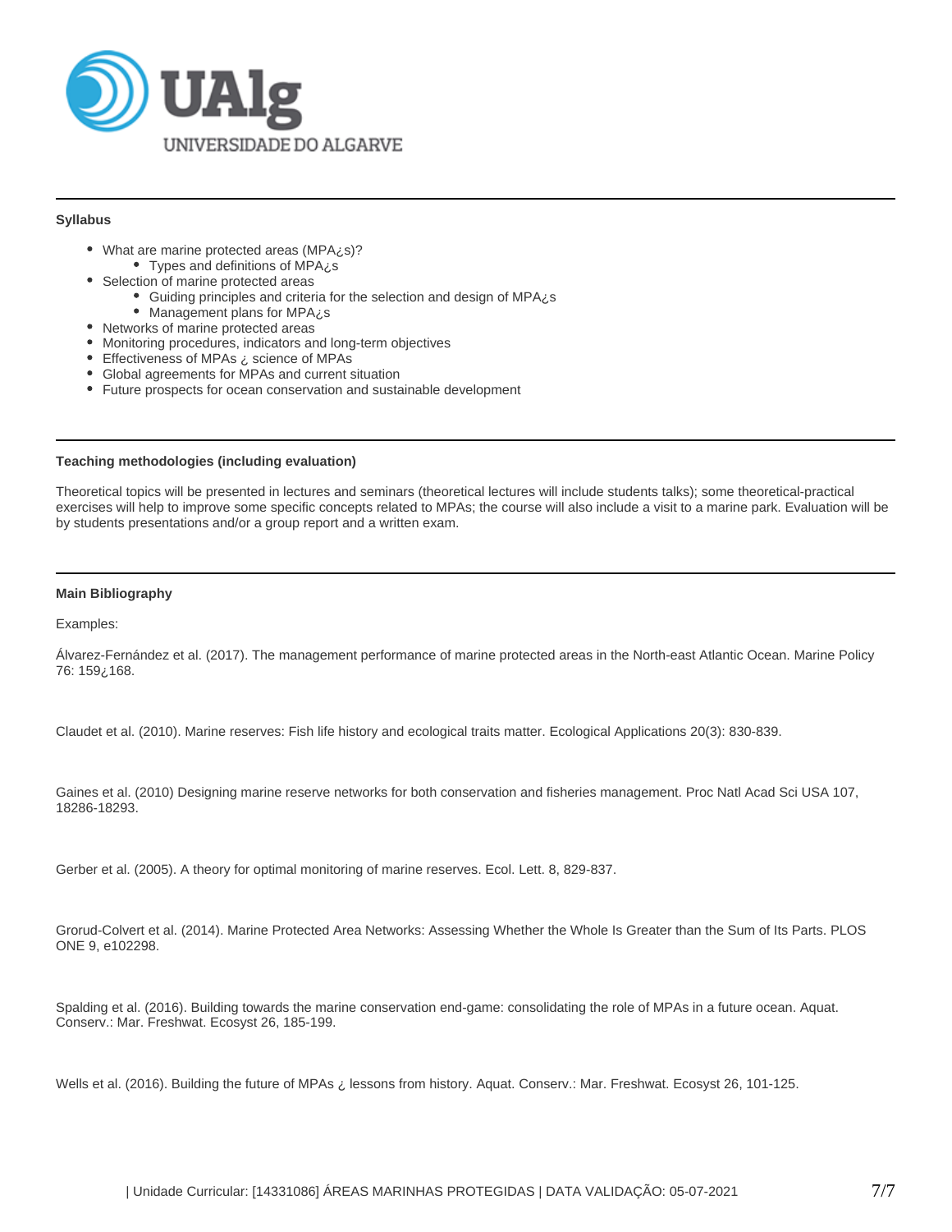### Syllabus

- What are marine protected areas (MPA¿s)?
  - Types and definitions of MPA¿s
- Selection of marine protected areas
  - Guiding principles and criteria for the selection and design of MPA¿s
  - Management plans for MPA¿s
- Networks of marine protected areas
- Monitoring procedures, indicators and long-term objectives
- Effectiveness of MPAs ¿ science of MPAs
- Global agreements for MPAs and current situation
- Future prospects for ocean conservation and sustainable development

### Teaching methodologies (including evaluation)

Theoretical topics will be presented in lectures and seminars (theoretical lectures will include students talks); some theoretical-practical exercises will help to improve some specific concepts related to MPAs; the course will also include a visit to a marine park. Evaluation will be by students presentations and/or a group report and a written exam.

### Main Bibliography

Examples:

Álvarez-Fernández et al. (2017). The management performance of marine protected areas in the North-east Atlantic Ocean. Marine Policy 76: 159¿168.

Claudet et al. (2010). Marine reserves: Fish life history and ecological traits matter. Ecological Applications 20(3): 830-839.

Gaines et al. (2010) Designing marine reserve networks for both conservation and fisheries management. Proc Natl Acad Sci USA 107, 18286-18293.

Gerber et al. (2005). A theory for optimal monitoring of marine reserves. Ecol. Lett. 8, 829-837.

Grorud-Colvert et al. (2014). Marine Protected Area Networks: Assessing Whether the Whole Is Greater than the Sum of Its Parts. PLOS ONE 9, e102298.

Spalding et al. (2016). Building towards the marine conservation end-game: consolidating the role of MPAs in a future ocean. Aquat. Conserv.: Mar. Freshwat. Ecosyst 26, 185-199.

Wells et al. (2016). Building the future of MPAs ¿ lessons from history. Aquat. Conserv.: Mar. Freshwat. Ecosyst 26, 101-125.